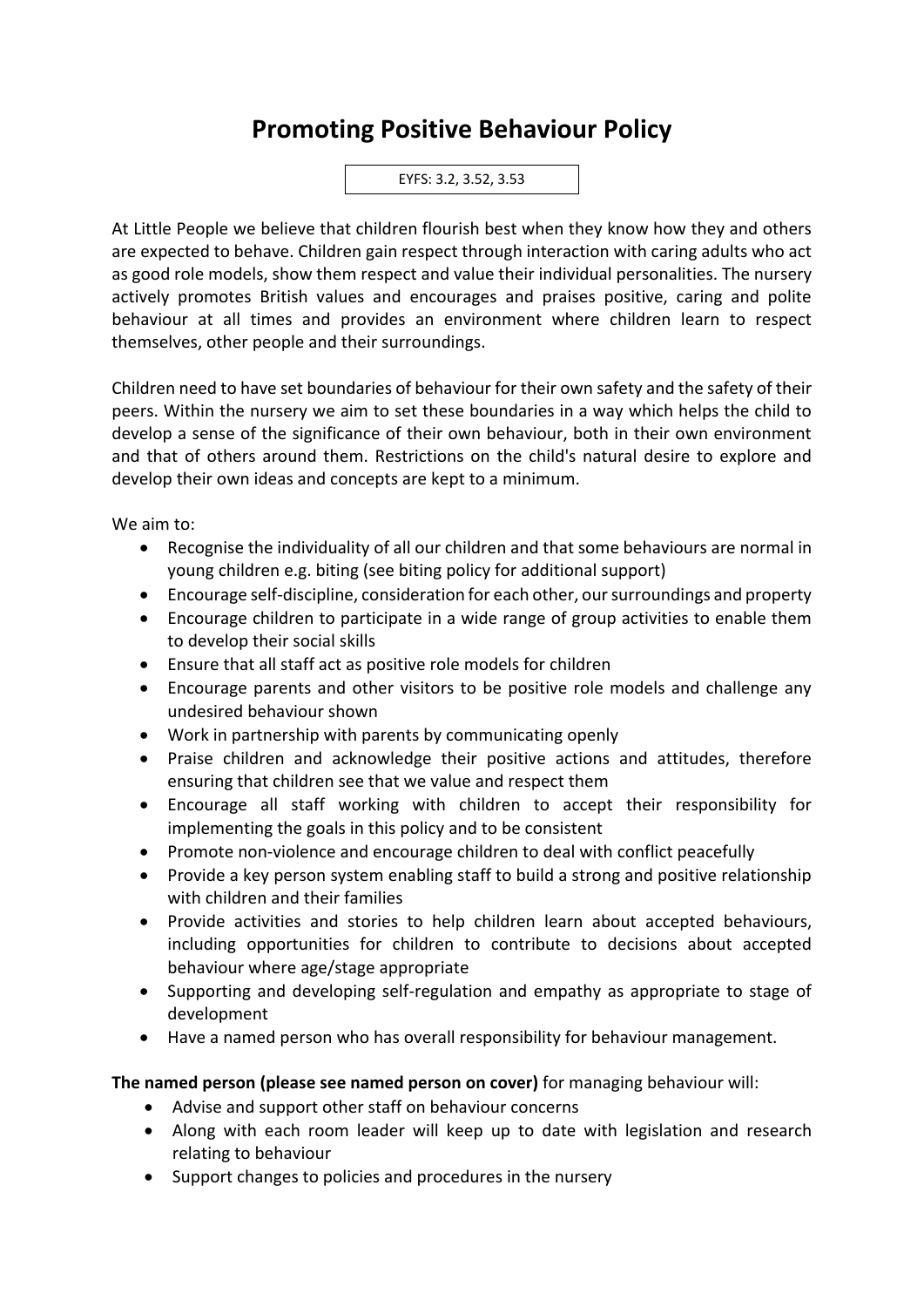# Promoting Positive Behaviour Policy

EYFS: 3.2, 3.52, 3.53

At Little People we believe that children flourish best when they know how they and others are expected to behave. Children gain respect through interaction with caring adults who act as good role models, show them respect and value their individual personalities. The nursery actively promotes British values and encourages and praises positive, caring and polite behaviour at all times and provides an environment where children learn to respect themselves, other people and their surroundings.

Children need to have set boundaries of behaviour for their own safety and the safety of their peers. Within the nursery we aim to set these boundaries in a way which helps the child to develop a sense of the significance of their own behaviour, both in their own environment and that of others around them. Restrictions on the child's natural desire to explore and develop their own ideas and concepts are kept to a minimum.

We aim to:

- Recognise the individuality of all our children and that some behaviours are normal in young children e.g. biting (see biting policy for additional support)
- Encourage self-discipline, consideration for each other, our surroundings and property
- Encourage children to participate in a wide range of group activities to enable them to develop their social skills
- Ensure that all staff act as positive role models for children
- Encourage parents and other visitors to be positive role models and challenge any undesired behaviour shown
- Work in partnership with parents by communicating openly
- Praise children and acknowledge their positive actions and attitudes, therefore ensuring that children see that we value and respect them
- Encourage all staff working with children to accept their responsibility for implementing the goals in this policy and to be consistent
- Promote non-violence and encourage children to deal with conflict peacefully
- Provide a key person system enabling staff to build a strong and positive relationship with children and their families
- Provide activities and stories to help children learn about accepted behaviours, including opportunities for children to contribute to decisions about accepted behaviour where age/stage appropriate
- Supporting and developing self-regulation and empathy as appropriate to stage of development
- Have a named person who has overall responsibility for behaviour management.

**The named person (please see named person on cover)** for managing behaviour will:

- Advise and support other staff on behaviour concerns
- Along with each room leader will keep up to date with legislation and research relating to behaviour
- Support changes to policies and procedures in the nursery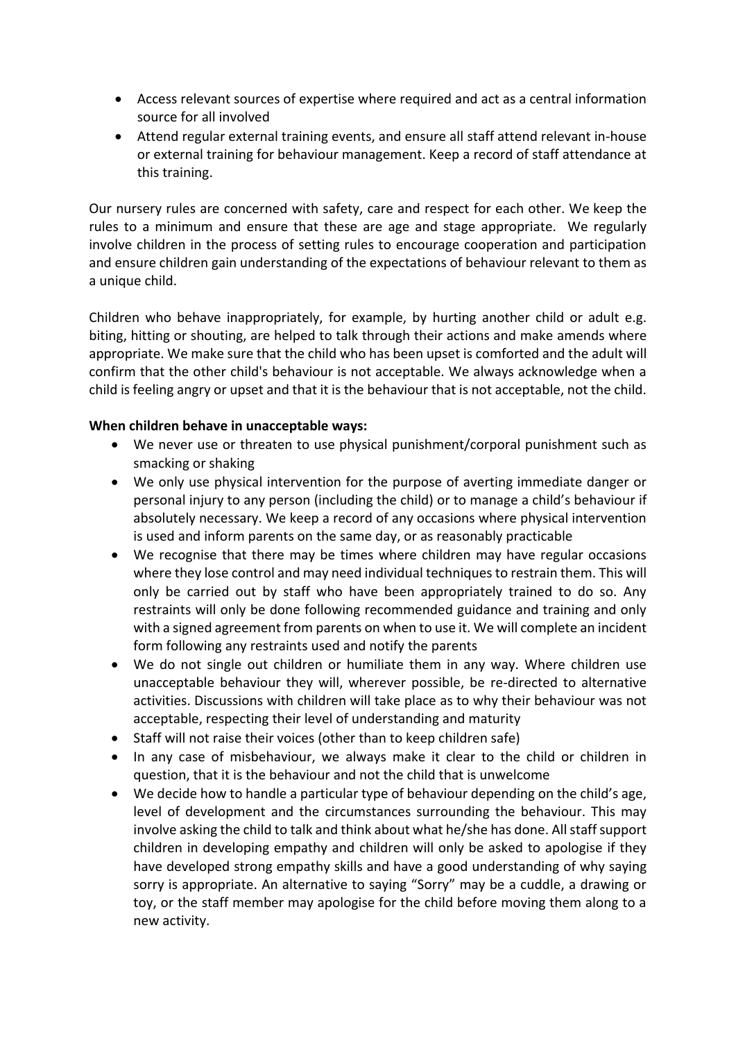- Access relevant sources of expertise where required and act as a central information source for all involved
- Attend regular external training events, and ensure all staff attend relevant in-house or external training for behaviour management. Keep a record of staff attendance at this training.

Our nursery rules are concerned with safety, care and respect for each other. We keep the rules to a minimum and ensure that these are age and stage appropriate. We regularly involve children in the process of setting rules to encourage cooperation and participation and ensure children gain understanding of the expectations of behaviour relevant to them as a unique child.

Children who behave inappropriately, for example, by hurting another child or adult e.g. biting, hitting or shouting, are helped to talk through their actions and make amends where appropriate. We make sure that the child who has been upset is comforted and the adult will confirm that the other child's behaviour is not acceptable. We always acknowledge when a child is feeling angry or upset and that it is the behaviour that is not acceptable, not the child.

**When children behave in unacceptable ways:**

- We never use or threaten to use physical punishment/corporal punishment such as smacking or shaking
- We only use physical intervention for the purpose of averting immediate danger or personal injury to any person (including the child) or to manage a child's behaviour if absolutely necessary. We keep a record of any occasions where physical intervention is used and inform parents on the same day, or as reasonably practicable
- We recognise that there may be times where children may have regular occasions where they lose control and may need individual techniques to restrain them. This will only be carried out by staff who have been appropriately trained to do so. Any restraints will only be done following recommended guidance and training and only with a signed agreement from parents on when to use it. We will complete an incident form following any restraints used and notify the parents
- We do not single out children or humiliate them in any way. Where children use unacceptable behaviour they will, wherever possible, be re-directed to alternative activities. Discussions with children will take place as to why their behaviour was not acceptable, respecting their level of understanding and maturity
- Staff will not raise their voices (other than to keep children safe)
- In any case of misbehaviour, we always make it clear to the child or children in question, that it is the behaviour and not the child that is unwelcome
- We decide how to handle a particular type of behaviour depending on the child's age, level of development and the circumstances surrounding the behaviour. This may involve asking the child to talk and think about what he/she has done. All staff support children in developing empathy and children will only be asked to apologise if they have developed strong empathy skills and have a good understanding of why saying sorry is appropriate. An alternative to saying "Sorry" may be a cuddle, a drawing or toy, or the staff member may apologise for the child before moving them along to a new activity.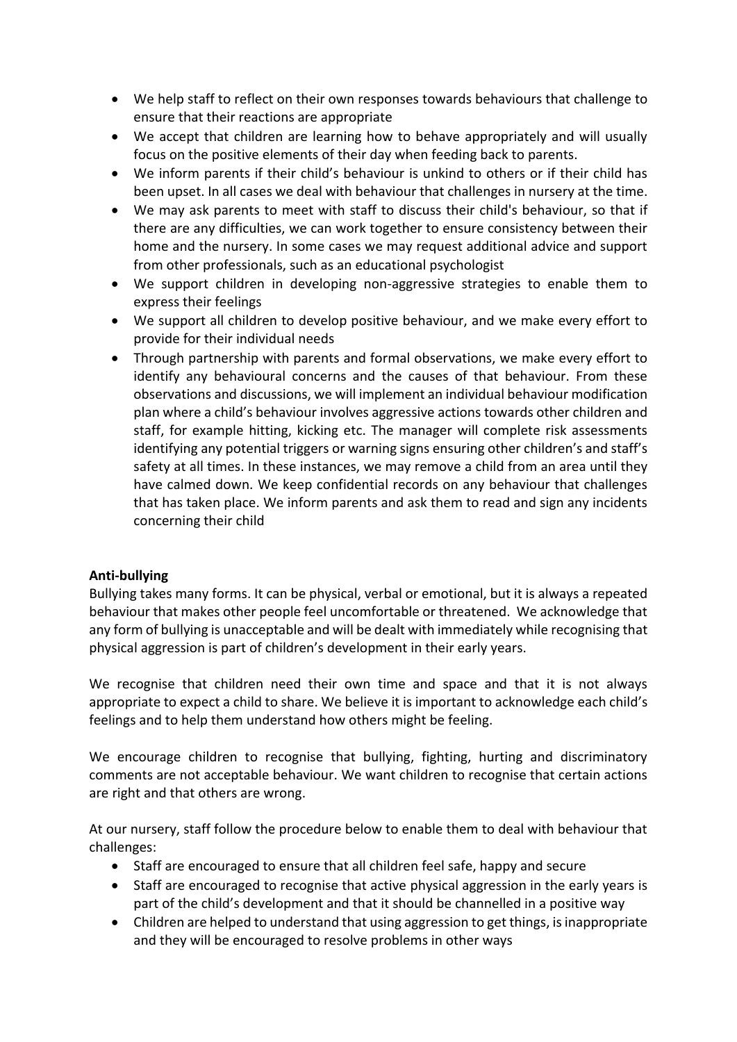- We help staff to reflect on their own responses towards behaviours that challenge to ensure that their reactions are appropriate
- We accept that children are learning how to behave appropriately and will usually focus on the positive elements of their day when feeding back to parents.
- We inform parents if their child's behaviour is unkind to others or if their child has been upset. In all cases we deal with behaviour that challenges in nursery at the time.
- We may ask parents to meet with staff to discuss their child's behaviour, so that if there are any difficulties, we can work together to ensure consistency between their home and the nursery. In some cases we may request additional advice and support from other professionals, such as an educational psychologist
- We support children in developing non-aggressive strategies to enable them to express their feelings
- We support all children to develop positive behaviour, and we make every effort to provide for their individual needs
- Through partnership with parents and formal observations, we make every effort to identify any behavioural concerns and the causes of that behaviour. From these observations and discussions, we will implement an individual behaviour modification plan where a child's behaviour involves aggressive actions towards other children and staff, for example hitting, kicking etc. The manager will complete risk assessments identifying any potential triggers or warning signs ensuring other children's and staff's safety at all times. In these instances, we may remove a child from an area until they have calmed down. We keep confidential records on any behaviour that challenges that has taken place. We inform parents and ask them to read and sign any incidents concerning their child

**Anti-bullying**

Bullying takes many forms. It can be physical, verbal or emotional, but it is always a repeated behaviour that makes other people feel uncomfortable or threatened. We acknowledge that any form of bullying is unacceptable and will be dealt with immediately while recognising that physical aggression is part of children's development in their early years.

We recognise that children need their own time and space and that it is not always appropriate to expect a child to share. We believe it is important to acknowledge each child's feelings and to help them understand how others might be feeling.

We encourage children to recognise that bullying, fighting, hurting and discriminatory comments are not acceptable behaviour. We want children to recognise that certain actions are right and that others are wrong.

At our nursery, staff follow the procedure below to enable them to deal with behaviour that challenges:

- Staff are encouraged to ensure that all children feel safe, happy and secure
- Staff are encouraged to recognise that active physical aggression in the early years is part of the child's development and that it should be channelled in a positive way
- Children are helped to understand that using aggression to get things, is inappropriate and they will be encouraged to resolve problems in other ways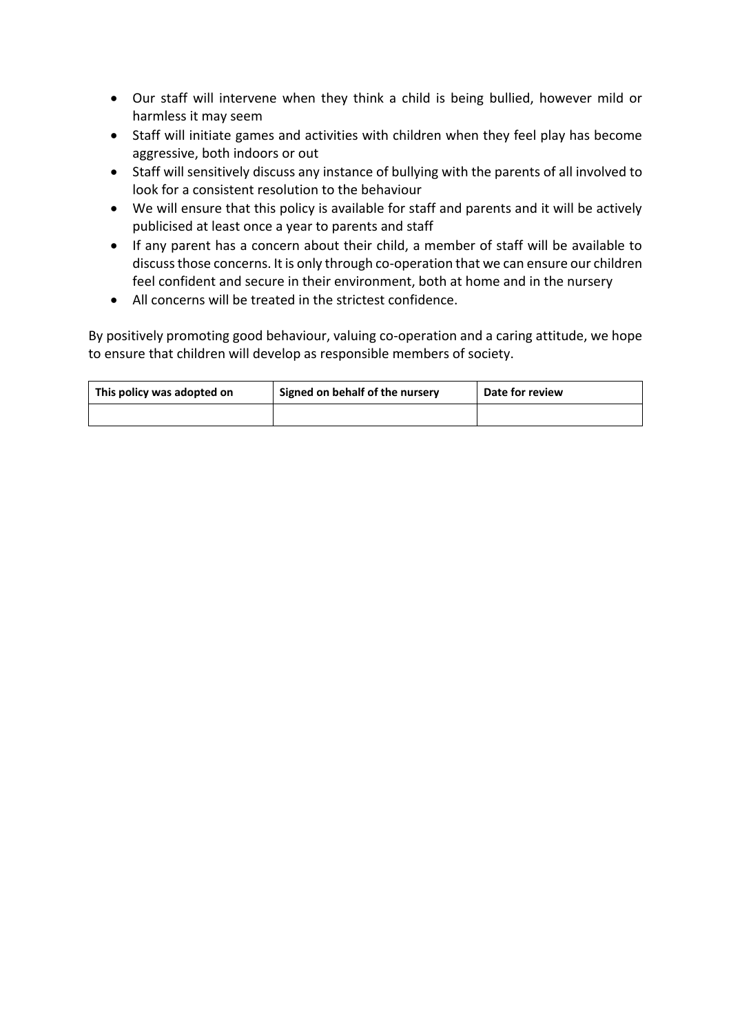- Our staff will intervene when they think a child is being bullied, however mild or harmless it may seem
- Staff will initiate games and activities with children when they feel play has become aggressive, both indoors or out
- Staff will sensitively discuss any instance of bullying with the parents of all involved to look for a consistent resolution to the behaviour
- We will ensure that this policy is available for staff and parents and it will be actively publicised at least once a year to parents and staff
- If any parent has a concern about their child, a member of staff will be available to discuss those concerns. It is only through co-operation that we can ensure our children feel confident and secure in their environment, both at home and in the nursery
- All concerns will be treated in the strictest confidence.

By positively promoting good behaviour, valuing co-operation and a caring attitude, we hope to ensure that children will develop as responsible members of society.

| This policy was adopted on | Signed on behalf of the nursery | Date for review |
| --- | --- | --- |
| | | |